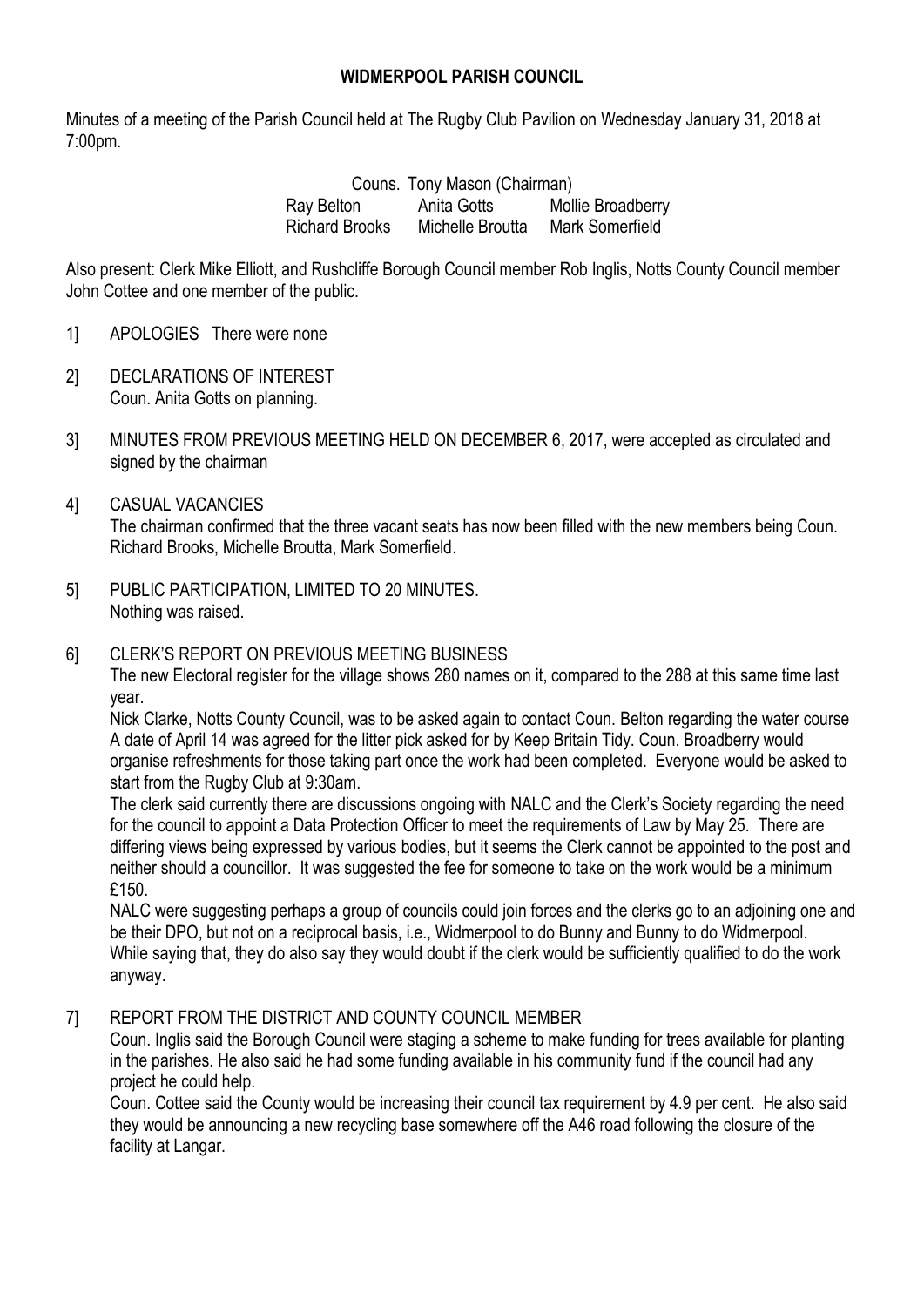# WIDMERPOOL PARISH COUNCIL

Minutes of a meeting of the Parish Council held at The Rugby Club Pavilion on Wednesday January 31, 2018 at 7:00pm.

Couns. Tony Mason (Chairman)

| | | |
|---|---|---|
| Ray Belton | Anita Gotts | Mollie Broadberry |
| Richard Brooks | Michelle Broutta | Mark Somerfield |

Also present: Clerk Mike Elliott, and Rushcliffe Borough Council member Rob Inglis, Notts County Council member John Cottee and one member of the public.

1] APOLOGIES There were none

2] DECLARATIONS OF INTEREST
Coun. Anita Gotts on planning.

3] MINUTES FROM PREVIOUS MEETING HELD ON DECEMBER 6, 2017, were accepted as circulated and signed by the chairman

4] CASUAL VACANCIES
The chairman confirmed that the three vacant seats has now been filled with the new members being Coun. Richard Brooks, Michelle Broutta, Mark Somerfield.

5] PUBLIC PARTICIPATION, LIMITED TO 20 MINUTES.
Nothing was raised.

6] CLERK'S REPORT ON PREVIOUS MEETING BUSINESS
The new Electoral register for the village shows 280 names on it, compared to the 288 at this same time last year.
Nick Clarke, Notts County Council, was to be asked again to contact Coun. Belton regarding the water course
A date of April 14 was agreed for the litter pick asked for by Keep Britain Tidy. Coun. Broadberry would organise refreshments for those taking part once the work had been completed. Everyone would be asked to start from the Rugby Club at 9:30am.
The clerk said currently there are discussions ongoing with NALC and the Clerk's Society regarding the need for the council to appoint a Data Protection Officer to meet the requirements of Law by May 25. There are differing views being expressed by various bodies, but it seems the Clerk cannot be appointed to the post and neither should a councillor. It was suggested the fee for someone to take on the work would be a minimum £150.
NALC were suggesting perhaps a group of councils could join forces and the clerks go to an adjoining one and be their DPO, but not on a reciprocal basis, i.e., Widmerpool to do Bunny and Bunny to do Widmerpool. While saying that, they do also say they would doubt if the clerk would be sufficiently qualified to do the work anyway.

7] REPORT FROM THE DISTRICT AND COUNTY COUNCIL MEMBER
Coun. Inglis said the Borough Council were staging a scheme to make funding for trees available for planting in the parishes. He also said he had some funding available in his community fund if the council had any project he could help.
Coun. Cottee said the County would be increasing their council tax requirement by 4.9 per cent. He also said they would be announcing a new recycling base somewhere off the A46 road following the closure of the facility at Langar.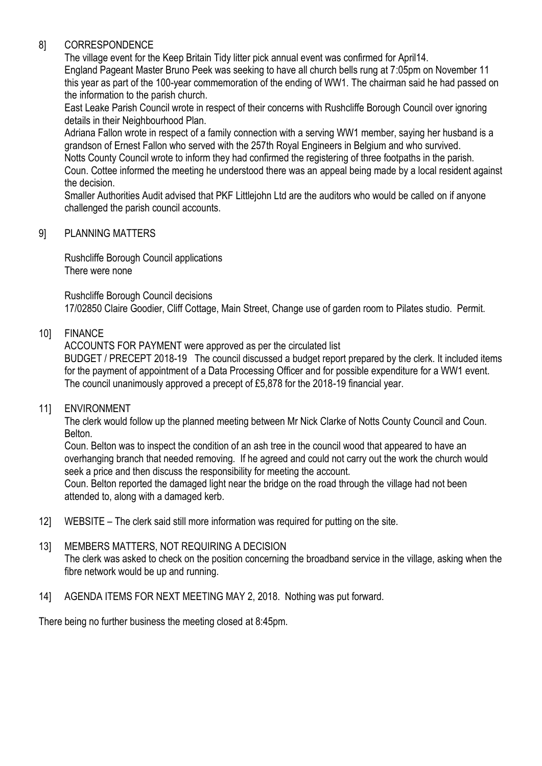8] CORRESPONDENCE

The village event for the Keep Britain Tidy litter pick annual event was confirmed for April14.
England Pageant Master Bruno Peek was seeking to have all church bells rung at 7:05pm on November 11 this year as part of the 100-year commemoration of the ending of WW1. The chairman said he had passed on the information to the parish church.
East Leake Parish Council wrote in respect of their concerns with Rushcliffe Borough Council over ignoring details in their Neighbourhood Plan.
Adriana Fallon wrote in respect of a family connection with a serving WW1 member, saying her husband is a grandson of Ernest Fallon who served with the 257th Royal Engineers in Belgium and who survived.
Notts County Council wrote to inform they had confirmed the registering of three footpaths in the parish.
Coun. Cottee informed the meeting he understood there was an appeal being made by a local resident against the decision.
Smaller Authorities Audit advised that PKF Littlejohn Ltd are the auditors who would be called on if anyone challenged the parish council accounts.

9] PLANNING MATTERS

Rushcliffe Borough Council applications
There were none

Rushcliffe Borough Council decisions
17/02850 Claire Goodier, Cliff Cottage, Main Street, Change use of garden room to Pilates studio. Permit.

10] FINANCE

ACCOUNTS FOR PAYMENT were approved as per the circulated list
BUDGET / PRECEPT 2018-19 The council discussed a budget report prepared by the clerk. It included items for the payment of appointment of a Data Processing Officer and for possible expenditure for a WW1 event. The council unanimously approved a precept of £5,878 for the 2018-19 financial year.

11] ENVIRONMENT

The clerk would follow up the planned meeting between Mr Nick Clarke of Notts County Council and Coun. Belton.
Coun. Belton was to inspect the condition of an ash tree in the council wood that appeared to have an overhanging branch that needed removing. If he agreed and could not carry out the work the church would seek a price and then discuss the responsibility for meeting the account.
Coun. Belton reported the damaged light near the bridge on the road through the village had not been attended to, along with a damaged kerb.

12] WEBSITE – The clerk said still more information was required for putting on the site.

13] MEMBERS MATTERS, NOT REQUIRING A DECISION
The clerk was asked to check on the position concerning the broadband service in the village, asking when the fibre network would be up and running.

14] AGENDA ITEMS FOR NEXT MEETING MAY 2, 2018. Nothing was put forward.

There being no further business the meeting closed at 8:45pm.